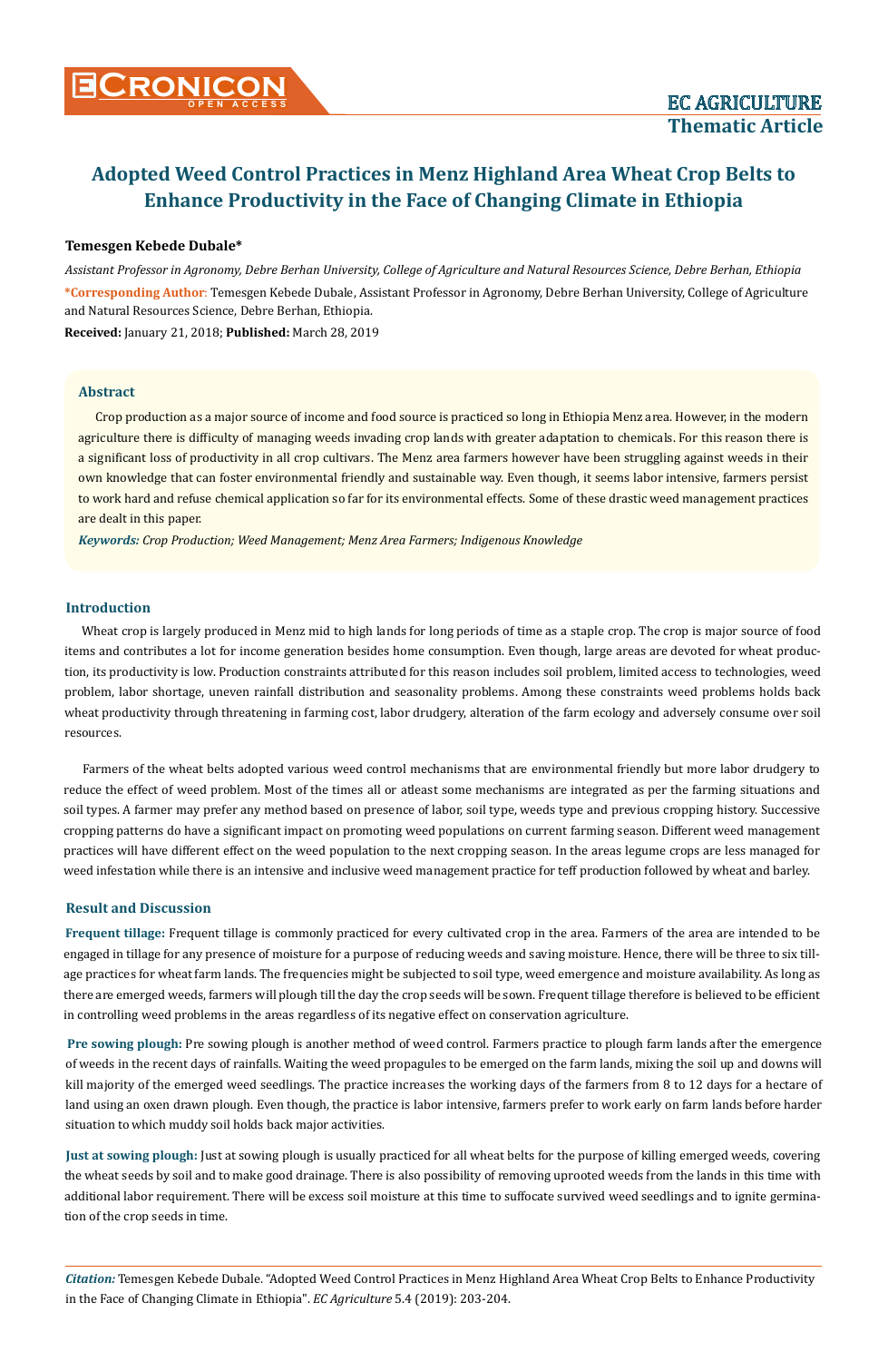# Adopted Weed Control Practices in Menz Highland Area Wheat Crop Belts to Enhance Productivity in the Face of Changing Climate in Ethiopia

**Temesgen Kebede Dubale***

*Assistant Professor in Agronomy, Debre Berhan University, College of Agriculture and Natural Resources Science, Debre Berhan, Ethiopia*

**\*Corresponding Author**: Temesgen Kebede Dubale, Assistant Professor in Agronomy, Debre Berhan University, College of Agriculture and Natural Resources Science, Debre Berhan, Ethiopia.

**Received:** January 21, 2018; **Published:** March 28, 2019

## Abstract

Crop production as a major source of income and food source is practiced so long in Ethiopia Menz area. However, in the modern agriculture there is difficulty of managing weeds invading crop lands with greater adaptation to chemicals. For this reason there is a significant loss of productivity in all crop cultivars. The Menz area farmers however have been struggling against weeds in their own knowledge that can foster environmental friendly and sustainable way. Even though, it seems labor intensive, farmers persist to work hard and refuse chemical application so far for its environmental effects. Some of these drastic weed management practices are dealt in this paper.

***Keywords:*** *Crop Production; Weed Management; Menz Area Farmers; Indigenous Knowledge*

## Introduction

Wheat crop is largely produced in Menz mid to high lands for long periods of time as a staple crop. The crop is major source of food items and contributes a lot for income generation besides home consumption. Even though, large areas are devoted for wheat production, its productivity is low. Production constraints attributed for this reason includes soil problem, limited access to technologies, weed problem, labor shortage, uneven rainfall distribution and seasonality problems. Among these constraints weed problems holds back wheat productivity through threatening in farming cost, labor drudgery, alteration of the farm ecology and adversely consume over soil resources.

Farmers of the wheat belts adopted various weed control mechanisms that are environmental friendly but more labor drudgery to reduce the effect of weed problem. Most of the times all or atleast some mechanisms are integrated as per the farming situations and soil types. A farmer may prefer any method based on presence of labor, soil type, weeds type and previous cropping history. Successive cropping patterns do have a significant impact on promoting weed populations on current farming season. Different weed management practices will have different effect on the weed population to the next cropping season. In the areas legume crops are less managed for weed infestation while there is an intensive and inclusive weed management practice for teff production followed by wheat and barley.

## Result and Discussion

**Frequent tillage:** Frequent tillage is commonly practiced for every cultivated crop in the area. Farmers of the area are intended to be engaged in tillage for any presence of moisture for a purpose of reducing weeds and saving moisture. Hence, there will be three to six tillage practices for wheat farm lands. The frequencies might be subjected to soil type, weed emergence and moisture availability. As long as there are emerged weeds, farmers will plough till the day the crop seeds will be sown. Frequent tillage therefore is believed to be efficient in controlling weed problems in the areas regardless of its negative effect on conservation agriculture.

**Pre sowing plough:** Pre sowing plough is another method of weed control. Farmers practice to plough farm lands after the emergence of weeds in the recent days of rainfalls. Waiting the weed propagules to be emerged on the farm lands, mixing the soil up and downs will kill majority of the emerged weed seedlings. The practice increases the working days of the farmers from 8 to 12 days for a hectare of land using an oxen drawn plough. Even though, the practice is labor intensive, farmers prefer to work early on farm lands before harder situation to which muddy soil holds back major activities.

**Just at sowing plough:** Just at sowing plough is usually practiced for all wheat belts for the purpose of killing emerged weeds, covering the wheat seeds by soil and to make good drainage. There is also possibility of removing uprooted weeds from the lands in this time with additional labor requirement. There will be excess soil moisture at this time to suffocate survived weed seedlings and to ignite germination of the crop seeds in time.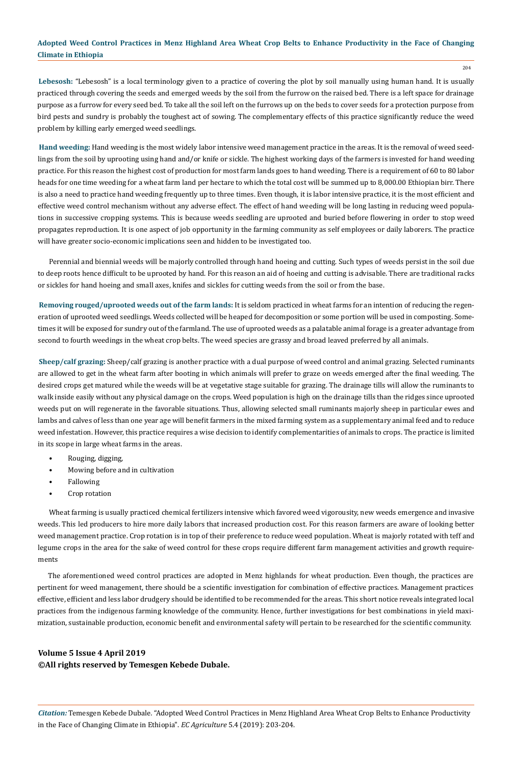**Lebesosh:** "Lebesosh" is a local terminology given to a practice of covering the plot by soil manually using human hand. It is usually practiced through covering the seeds and emerged weeds by the soil from the furrow on the raised bed. There is a left space for drainage purpose as a furrow for every seed bed. To take all the soil left on the furrows up on the beds to cover seeds for a protection purpose from bird pests and sundry is probably the toughest act of sowing. The complementary effects of this practice significantly reduce the weed problem by killing early emerged weed seedlings.

**Hand weeding:** Hand weeding is the most widely labor intensive weed management practice in the areas. It is the removal of weed seedlings from the soil by uprooting using hand and/or knife or sickle. The highest working days of the farmers is invested for hand weeding practice. For this reason the highest cost of production for most farm lands goes to hand weeding. There is a requirement of 60 to 80 labor heads for one time weeding for a wheat farm land per hectare to which the total cost will be summed up to 8,000.00 Ethiopian birr. There is also a need to practice hand weeding frequently up to three times. Even though, it is labor intensive practice, it is the most efficient and effective weed control mechanism without any adverse effect. The effect of hand weeding will be long lasting in reducing weed populations in successive cropping systems. This is because weeds seedling are uprooted and buried before flowering in order to stop weed propagates reproduction. It is one aspect of job opportunity in the farming community as self employees or daily laborers. The practice will have greater socio-economic implications seen and hidden to be investigated too.

Perennial and biennial weeds will be majorly controlled through hand hoeing and cutting. Such types of weeds persist in the soil due to deep roots hence difficult to be uprooted by hand. For this reason an aid of hoeing and cutting is advisable. There are traditional racks or sickles for hand hoeing and small axes, knifes and sickles for cutting weeds from the soil or from the base.

**Removing rouged/uprooted weeds out of the farm lands:** It is seldom practiced in wheat farms for an intention of reducing the regeneration of uprooted weed seedlings. Weeds collected will be heaped for decomposition or some portion will be used in composting. Sometimes it will be exposed for sundry out of the farmland. The use of uprooted weeds as a palatable animal forage is a greater advantage from second to fourth weedings in the wheat crop belts. The weed species are grassy and broad leaved preferred by all animals.

**Sheep/calf grazing:** Sheep/calf grazing is another practice with a dual purpose of weed control and animal grazing. Selected ruminants are allowed to get in the wheat farm after booting in which animals will prefer to graze on weeds emerged after the final weeding. The desired crops get matured while the weeds will be at vegetative stage suitable for grazing. The drainage tills will allow the ruminants to walk inside easily without any physical damage on the crops. Weed population is high on the drainage tills than the ridges since uprooted weeds put on will regenerate in the favorable situations. Thus, allowing selected small ruminants majorly sheep in particular ewes and lambs and calves of less than one year age will benefit farmers in the mixed farming system as a supplementary animal feed and to reduce weed infestation. However, this practice requires a wise decision to identify complementarities of animals to crops. The practice is limited in its scope in large wheat farms in the areas.

- Rouging, digging,
- Mowing before and in cultivation
- Fallowing
- Crop rotation

Wheat farming is usually practiced chemical fertilizers intensive which favored weed vigorousity, new weeds emergence and invasive weeds. This led producers to hire more daily labors that increased production cost. For this reason farmers are aware of looking better weed management practice. Crop rotation is in top of their preference to reduce weed population. Wheat is majorly rotated with teff and legume crops in the area for the sake of weed control for these crops require different farm management activities and growth requirements

The aforementioned weed control practices are adopted in Menz highlands for wheat production. Even though, the practices are pertinent for weed management, there should be a scientific investigation for combination of effective practices. Management practices effective, efficient and less labor drudgery should be identified to be recommended for the areas. This short notice reveals integrated local practices from the indigenous farming knowledge of the community. Hence, further investigations for best combinations in yield maximization, sustainable production, economic benefit and environmental safety will pertain to be researched for the scientific community.

**Volume 5 Issue 4 April 2019**
**©All rights reserved by Temesgen Kebede Dubale.**